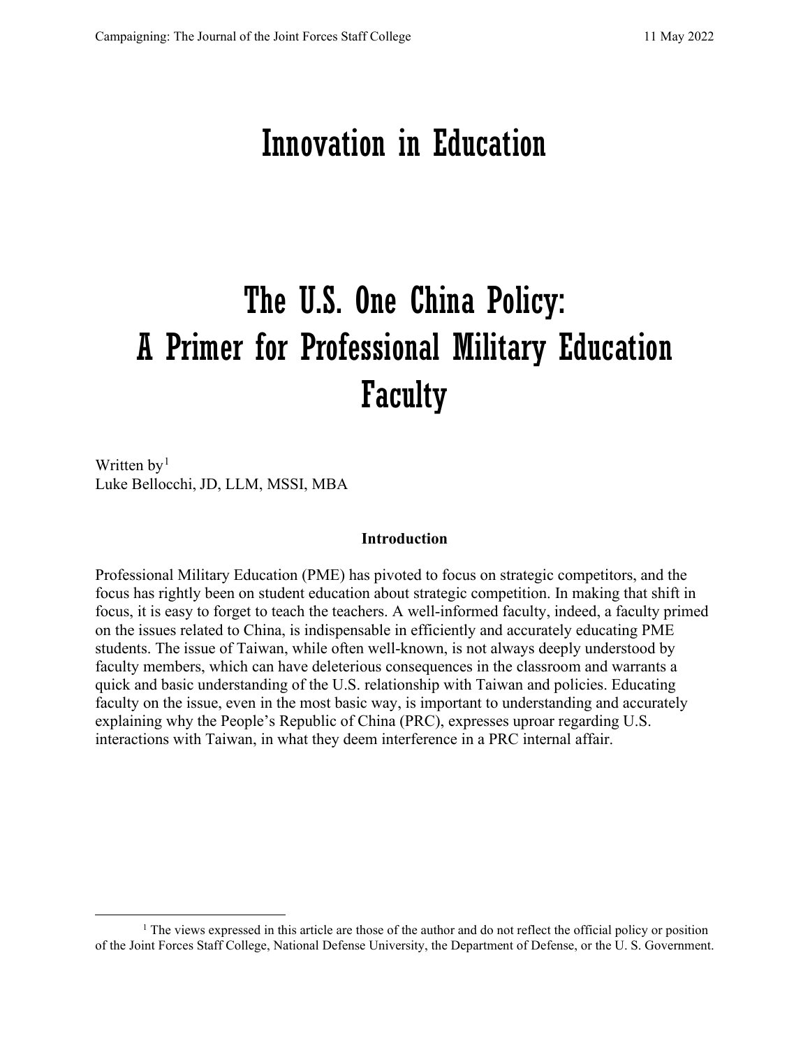# Innovation in Education

# The U.S. One China Policy: A Primer for Professional Military Education Faculty

Written by[1]
Luke Bellocchi, JD, LLM, MSSI, MBA

## Introduction

Professional Military Education (PME) has pivoted to focus on strategic competitors, and the focus has rightly been on student education about strategic competition. In making that shift in focus, it is easy to forget to teach the teachers. A well-informed faculty, indeed, a faculty primed on the issues related to China, is indispensable in efficiently and accurately educating PME students. The issue of Taiwan, while often well-known, is not always deeply understood by faculty members, which can have deleterious consequences in the classroom and warrants a quick and basic understanding of the U.S. relationship with Taiwan and policies. Educating faculty on the issue, even in the most basic way, is important to understanding and accurately explaining why the People's Republic of China (PRC), expresses uproar regarding U.S. interactions with Taiwan, in what they deem interference in a PRC internal affair.

[1] The views expressed in this article are those of the author and do not reflect the official policy or position of the Joint Forces Staff College, National Defense University, the Department of Defense, or the U. S. Government.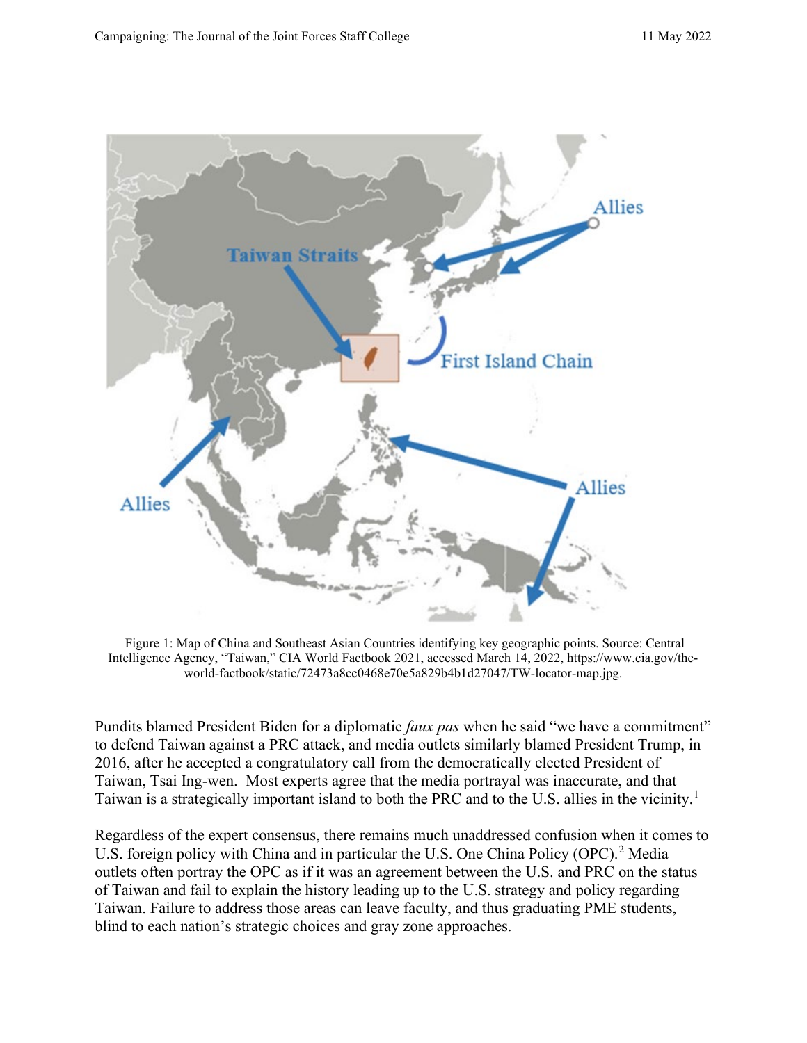Figure 1: Map of China and Southeast Asian Countries identifying key geographic points. Source: Central Intelligence Agency, "Taiwan," CIA World Factbook 2021, accessed March 14, 2022, https://www.cia.gov/the-world-factbook/static/72473a8cc0468e70e5a829b4b1d27047/TW-locator-map.jpg.

Pundits blamed President Biden for a diplomatic *faux pas* when he said "we have a commitment" to defend Taiwan against a PRC attack, and media outlets similarly blamed President Trump, in 2016, after he accepted a congratulatory call from the democratically elected President of Taiwan, Tsai Ing-wen. Most experts agree that the media portrayal was inaccurate, and that Taiwan is a strategically important island to both the PRC and to the U.S. allies in the vicinity.[1]

Regardless of the expert consensus, there remains much unaddressed confusion when it comes to U.S. foreign policy with China and in particular the U.S. One China Policy (OPC).[2] Media outlets often portray the OPC as if it was an agreement between the U.S. and PRC on the status of Taiwan and fail to explain the history leading up to the U.S. strategy and policy regarding Taiwan. Failure to address those areas can leave faculty, and thus graduating PME students, blind to each nation's strategic choices and gray zone approaches.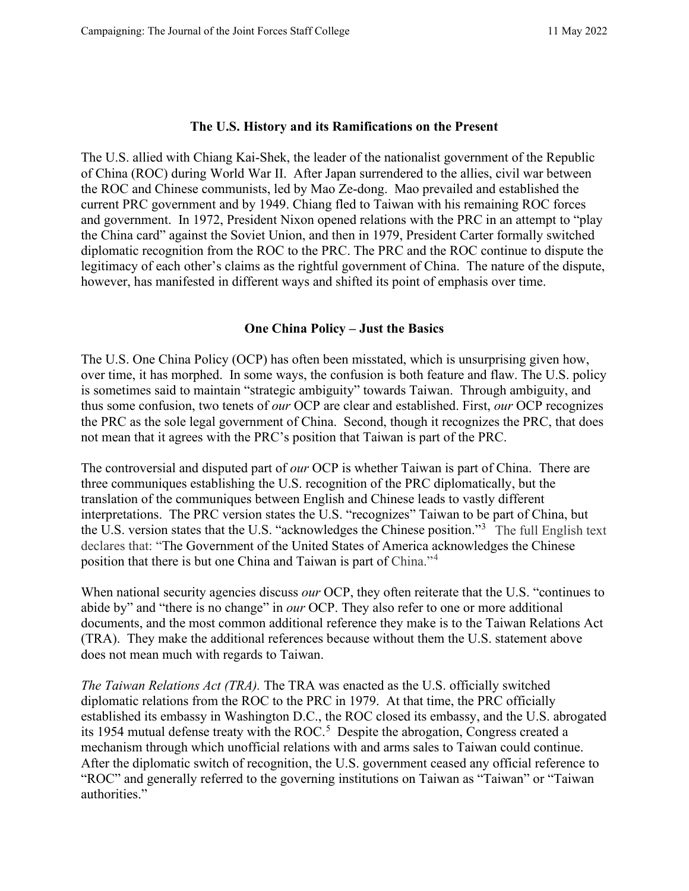## The U.S. History and its Ramifications on the Present

The U.S. allied with Chiang Kai-Shek, the leader of the nationalist government of the Republic of China (ROC) during World War II. After Japan surrendered to the allies, civil war between the ROC and Chinese communists, led by Mao Ze-dong. Mao prevailed and established the current PRC government and by 1949. Chiang fled to Taiwan with his remaining ROC forces and government. In 1972, President Nixon opened relations with the PRC in an attempt to "play the China card" against the Soviet Union, and then in 1979, President Carter formally switched diplomatic recognition from the ROC to the PRC. The PRC and the ROC continue to dispute the legitimacy of each other's claims as the rightful government of China. The nature of the dispute, however, has manifested in different ways and shifted its point of emphasis over time.

## One China Policy – Just the Basics

The U.S. One China Policy (OCP) has often been misstated, which is unsurprising given how, over time, it has morphed. In some ways, the confusion is both feature and flaw. The U.S. policy is sometimes said to maintain "strategic ambiguity" towards Taiwan. Through ambiguity, and thus some confusion, two tenets of *our* OCP are clear and established. First, *our* OCP recognizes the PRC as the sole legal government of China. Second, though it recognizes the PRC, that does not mean that it agrees with the PRC's position that Taiwan is part of the PRC.

The controversial and disputed part of *our* OCP is whether Taiwan is part of China. There are three communiques establishing the U.S. recognition of the PRC diplomatically, but the translation of the communiques between English and Chinese leads to vastly different interpretations. The PRC version states the U.S. "recognizes" Taiwan to be part of China, but the U.S. version states that the U.S. "acknowledges the Chinese position."[3] The full English text declares that: "The Government of the United States of America acknowledges the Chinese position that there is but one China and Taiwan is part of China."[4]

When national security agencies discuss *our* OCP, they often reiterate that the U.S. "continues to abide by" and "there is no change" in *our* OCP. They also refer to one or more additional documents, and the most common additional reference they make is to the Taiwan Relations Act (TRA). They make the additional references because without them the U.S. statement above does not mean much with regards to Taiwan.

*The Taiwan Relations Act (TRA).* The TRA was enacted as the U.S. officially switched diplomatic relations from the ROC to the PRC in 1979. At that time, the PRC officially established its embassy in Washington D.C., the ROC closed its embassy, and the U.S. abrogated its 1954 mutual defense treaty with the ROC.[5] Despite the abrogation, Congress created a mechanism through which unofficial relations with and arms sales to Taiwan could continue. After the diplomatic switch of recognition, the U.S. government ceased any official reference to "ROC" and generally referred to the governing institutions on Taiwan as "Taiwan" or "Taiwan authorities."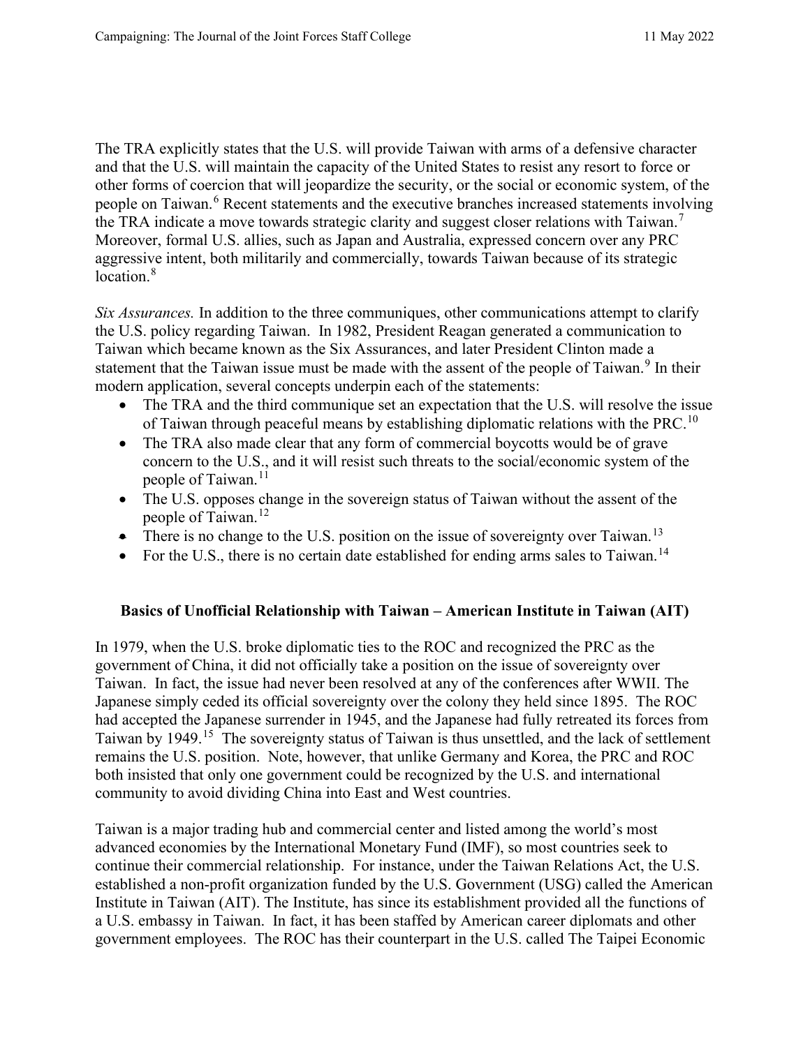The TRA explicitly states that the U.S. will provide Taiwan with arms of a defensive character and that the U.S. will maintain the capacity of the United States to resist any resort to force or other forms of coercion that will jeopardize the security, or the social or economic system, of the people on Taiwan.[6] Recent statements and the executive branches increased statements involving the TRA indicate a move towards strategic clarity and suggest closer relations with Taiwan.[7] Moreover, formal U.S. allies, such as Japan and Australia, expressed concern over any PRC aggressive intent, both militarily and commercially, towards Taiwan because of its strategic location.[8]

*Six Assurances.* In addition to the three communiques, other communications attempt to clarify the U.S. policy regarding Taiwan. In 1982, President Reagan generated a communication to Taiwan which became known as the Six Assurances, and later President Clinton made a statement that the Taiwan issue must be made with the assent of the people of Taiwan.[9] In their modern application, several concepts underpin each of the statements:

- The TRA and the third communique set an expectation that the U.S. will resolve the issue of Taiwan through peaceful means by establishing diplomatic relations with the PRC.[10]
- The TRA also made clear that any form of commercial boycotts would be of grave concern to the U.S., and it will resist such threats to the social/economic system of the people of Taiwan.[11]
- The U.S. opposes change in the sovereign status of Taiwan without the assent of the people of Taiwan.[12]
- There is no change to the U.S. position on the issue of sovereignty over Taiwan.[13]
- For the U.S., there is no certain date established for ending arms sales to Taiwan.[14]

## Basics of Unofficial Relationship with Taiwan – American Institute in Taiwan (AIT)

In 1979, when the U.S. broke diplomatic ties to the ROC and recognized the PRC as the government of China, it did not officially take a position on the issue of sovereignty over Taiwan. In fact, the issue had never been resolved at any of the conferences after WWII. The Japanese simply ceded its official sovereignty over the colony they held since 1895. The ROC had accepted the Japanese surrender in 1945, and the Japanese had fully retreated its forces from Taiwan by 1949.[15] The sovereignty status of Taiwan is thus unsettled, and the lack of settlement remains the U.S. position. Note, however, that unlike Germany and Korea, the PRC and ROC both insisted that only one government could be recognized by the U.S. and international community to avoid dividing China into East and West countries.

Taiwan is a major trading hub and commercial center and listed among the world's most advanced economies by the International Monetary Fund (IMF), so most countries seek to continue their commercial relationship. For instance, under the Taiwan Relations Act, the U.S. established a non-profit organization funded by the U.S. Government (USG) called the American Institute in Taiwan (AIT). The Institute, has since its establishment provided all the functions of a U.S. embassy in Taiwan. In fact, it has been staffed by American career diplomats and other government employees. The ROC has their counterpart in the U.S. called The Taipei Economic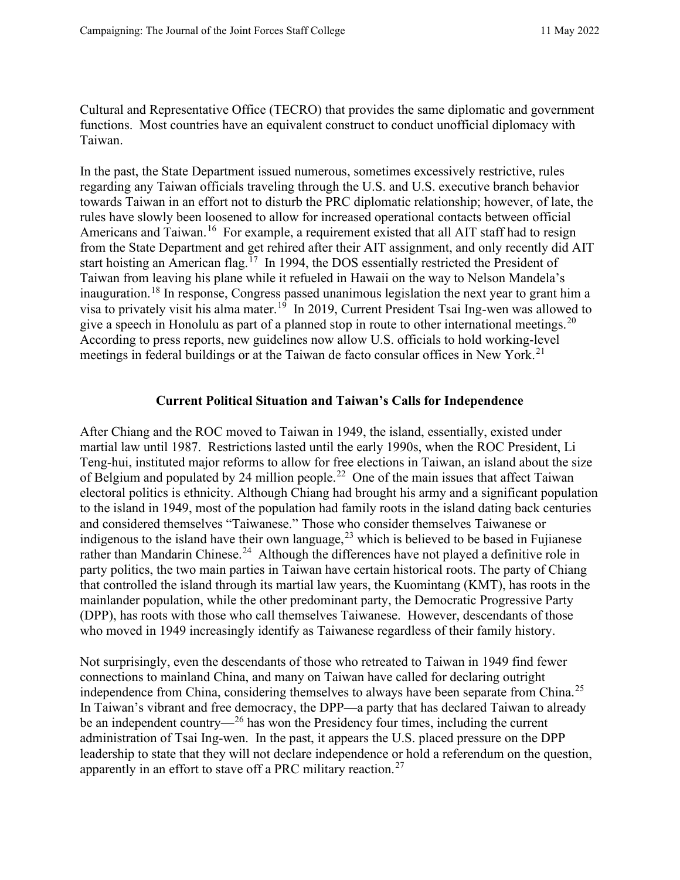Cultural and Representative Office (TECRO) that provides the same diplomatic and government functions. Most countries have an equivalent construct to conduct unofficial diplomacy with Taiwan.

In the past, the State Department issued numerous, sometimes excessively restrictive, rules regarding any Taiwan officials traveling through the U.S. and U.S. executive branch behavior towards Taiwan in an effort not to disturb the PRC diplomatic relationship; however, of late, the rules have slowly been loosened to allow for increased operational contacts between official Americans and Taiwan.[16] For example, a requirement existed that all AIT staff had to resign from the State Department and get rehired after their AIT assignment, and only recently did AIT start hoisting an American flag.[17] In 1994, the DOS essentially restricted the President of Taiwan from leaving his plane while it refueled in Hawaii on the way to Nelson Mandela's inauguration.[18] In response, Congress passed unanimous legislation the next year to grant him a visa to privately visit his alma mater.[19] In 2019, Current President Tsai Ing-wen was allowed to give a speech in Honolulu as part of a planned stop in route to other international meetings.[20] According to press reports, new guidelines now allow U.S. officials to hold working-level meetings in federal buildings or at the Taiwan de facto consular offices in New York.[21]

## Current Political Situation and Taiwan's Calls for Independence

After Chiang and the ROC moved to Taiwan in 1949, the island, essentially, existed under martial law until 1987. Restrictions lasted until the early 1990s, when the ROC President, Li Teng-hui, instituted major reforms to allow for free elections in Taiwan, an island about the size of Belgium and populated by 24 million people.[22] One of the main issues that affect Taiwan electoral politics is ethnicity. Although Chiang had brought his army and a significant population to the island in 1949, most of the population had family roots in the island dating back centuries and considered themselves "Taiwanese." Those who consider themselves Taiwanese or indigenous to the island have their own language,[23] which is believed to be based in Fujianese rather than Mandarin Chinese.[24] Although the differences have not played a definitive role in party politics, the two main parties in Taiwan have certain historical roots. The party of Chiang that controlled the island through its martial law years, the Kuomintang (KMT), has roots in the mainlander population, while the other predominant party, the Democratic Progressive Party (DPP), has roots with those who call themselves Taiwanese. However, descendants of those who moved in 1949 increasingly identify as Taiwanese regardless of their family history.

Not surprisingly, even the descendants of those who retreated to Taiwan in 1949 find fewer connections to mainland China, and many on Taiwan have called for declaring outright independence from China, considering themselves to always have been separate from China.[25] In Taiwan's vibrant and free democracy, the DPP—a party that has declared Taiwan to already be an independent country—[26] has won the Presidency four times, including the current administration of Tsai Ing-wen. In the past, it appears the U.S. placed pressure on the DPP leadership to state that they will not declare independence or hold a referendum on the question, apparently in an effort to stave off a PRC military reaction.[27]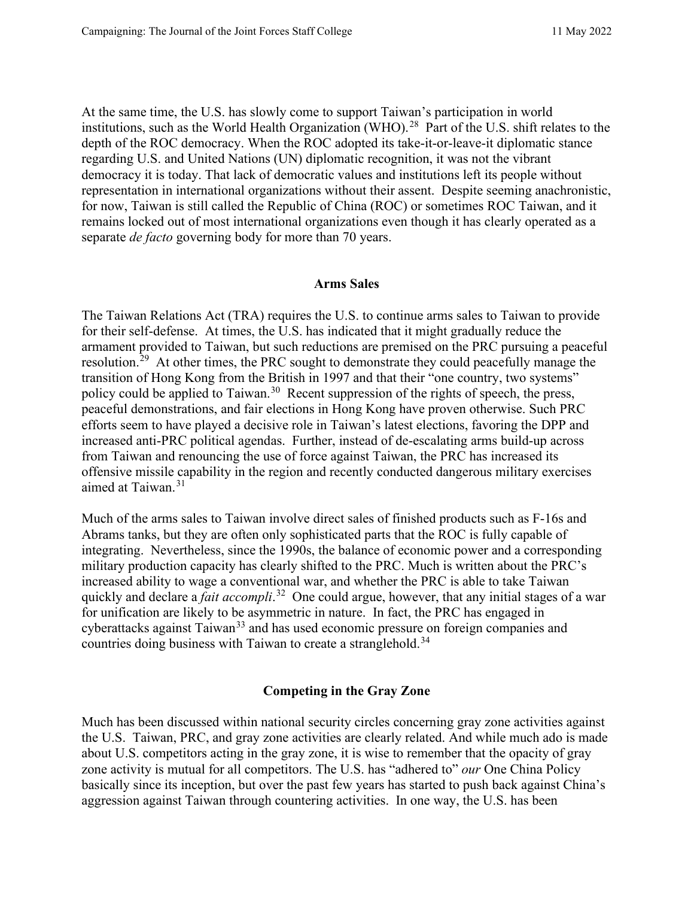At the same time, the U.S. has slowly come to support Taiwan's participation in world institutions, such as the World Health Organization (WHO).[28] Part of the U.S. shift relates to the depth of the ROC democracy. When the ROC adopted its take-it-or-leave-it diplomatic stance regarding U.S. and United Nations (UN) diplomatic recognition, it was not the vibrant democracy it is today. That lack of democratic values and institutions left its people without representation in international organizations without their assent. Despite seeming anachronistic, for now, Taiwan is still called the Republic of China (ROC) or sometimes ROC Taiwan, and it remains locked out of most international organizations even though it has clearly operated as a separate *de facto* governing body for more than 70 years.

## Arms Sales

The Taiwan Relations Act (TRA) requires the U.S. to continue arms sales to Taiwan to provide for their self-defense. At times, the U.S. has indicated that it might gradually reduce the armament provided to Taiwan, but such reductions are premised on the PRC pursuing a peaceful resolution.[29] At other times, the PRC sought to demonstrate they could peacefully manage the transition of Hong Kong from the British in 1997 and that their "one country, two systems" policy could be applied to Taiwan.[30] Recent suppression of the rights of speech, the press, peaceful demonstrations, and fair elections in Hong Kong have proven otherwise. Such PRC efforts seem to have played a decisive role in Taiwan's latest elections, favoring the DPP and increased anti-PRC political agendas. Further, instead of de-escalating arms build-up across from Taiwan and renouncing the use of force against Taiwan, the PRC has increased its offensive missile capability in the region and recently conducted dangerous military exercises aimed at Taiwan.[31]

Much of the arms sales to Taiwan involve direct sales of finished products such as F-16s and Abrams tanks, but they are often only sophisticated parts that the ROC is fully capable of integrating. Nevertheless, since the 1990s, the balance of economic power and a corresponding military production capacity has clearly shifted to the PRC. Much is written about the PRC's increased ability to wage a conventional war, and whether the PRC is able to take Taiwan quickly and declare a *fait accompli*.[32] One could argue, however, that any initial stages of a war for unification are likely to be asymmetric in nature. In fact, the PRC has engaged in cyberattacks against Taiwan[33] and has used economic pressure on foreign companies and countries doing business with Taiwan to create a stranglehold.[34]

## Competing in the Gray Zone

Much has been discussed within national security circles concerning gray zone activities against the U.S. Taiwan, PRC, and gray zone activities are clearly related. And while much ado is made about U.S. competitors acting in the gray zone, it is wise to remember that the opacity of gray zone activity is mutual for all competitors. The U.S. has "adhered to" *our* One China Policy basically since its inception, but over the past few years has started to push back against China's aggression against Taiwan through countering activities. In one way, the U.S. has been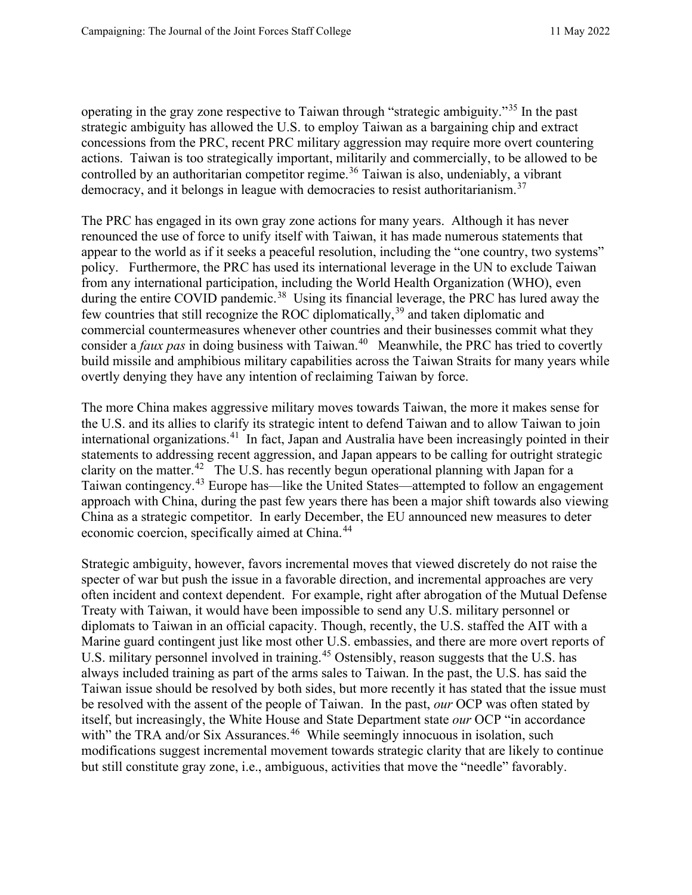operating in the gray zone respective to Taiwan through "strategic ambiguity."[35] In the past strategic ambiguity has allowed the U.S. to employ Taiwan as a bargaining chip and extract concessions from the PRC, recent PRC military aggression may require more overt countering actions. Taiwan is too strategically important, militarily and commercially, to be allowed to be controlled by an authoritarian competitor regime.[36] Taiwan is also, undeniably, a vibrant democracy, and it belongs in league with democracies to resist authoritarianism.[37]

The PRC has engaged in its own gray zone actions for many years. Although it has never renounced the use of force to unify itself with Taiwan, it has made numerous statements that appear to the world as if it seeks a peaceful resolution, including the "one country, two systems" policy. Furthermore, the PRC has used its international leverage in the UN to exclude Taiwan from any international participation, including the World Health Organization (WHO), even during the entire COVID pandemic.[38] Using its financial leverage, the PRC has lured away the few countries that still recognize the ROC diplomatically,[39] and taken diplomatic and commercial countermeasures whenever other countries and their businesses commit what they consider a *faux pas* in doing business with Taiwan.[40] Meanwhile, the PRC has tried to covertly build missile and amphibious military capabilities across the Taiwan Straits for many years while overtly denying they have any intention of reclaiming Taiwan by force.

The more China makes aggressive military moves towards Taiwan, the more it makes sense for the U.S. and its allies to clarify its strategic intent to defend Taiwan and to allow Taiwan to join international organizations.[41] In fact, Japan and Australia have been increasingly pointed in their statements to addressing recent aggression, and Japan appears to be calling for outright strategic clarity on the matter.[42] The U.S. has recently begun operational planning with Japan for a Taiwan contingency.[43] Europe has—like the United States—attempted to follow an engagement approach with China, during the past few years there has been a major shift towards also viewing China as a strategic competitor. In early December, the EU announced new measures to deter economic coercion, specifically aimed at China.[44]

Strategic ambiguity, however, favors incremental moves that viewed discretely do not raise the specter of war but push the issue in a favorable direction, and incremental approaches are very often incident and context dependent. For example, right after abrogation of the Mutual Defense Treaty with Taiwan, it would have been impossible to send any U.S. military personnel or diplomats to Taiwan in an official capacity. Though, recently, the U.S. staffed the AIT with a Marine guard contingent just like most other U.S. embassies, and there are more overt reports of U.S. military personnel involved in training.[45] Ostensibly, reason suggests that the U.S. has always included training as part of the arms sales to Taiwan. In the past, the U.S. has said the Taiwan issue should be resolved by both sides, but more recently it has stated that the issue must be resolved with the assent of the people of Taiwan. In the past, *our* OCP was often stated by itself, but increasingly, the White House and State Department state *our* OCP "in accordance with" the TRA and/or Six Assurances.[46] While seemingly innocuous in isolation, such modifications suggest incremental movement towards strategic clarity that are likely to continue but still constitute gray zone, i.e., ambiguous, activities that move the "needle" favorably.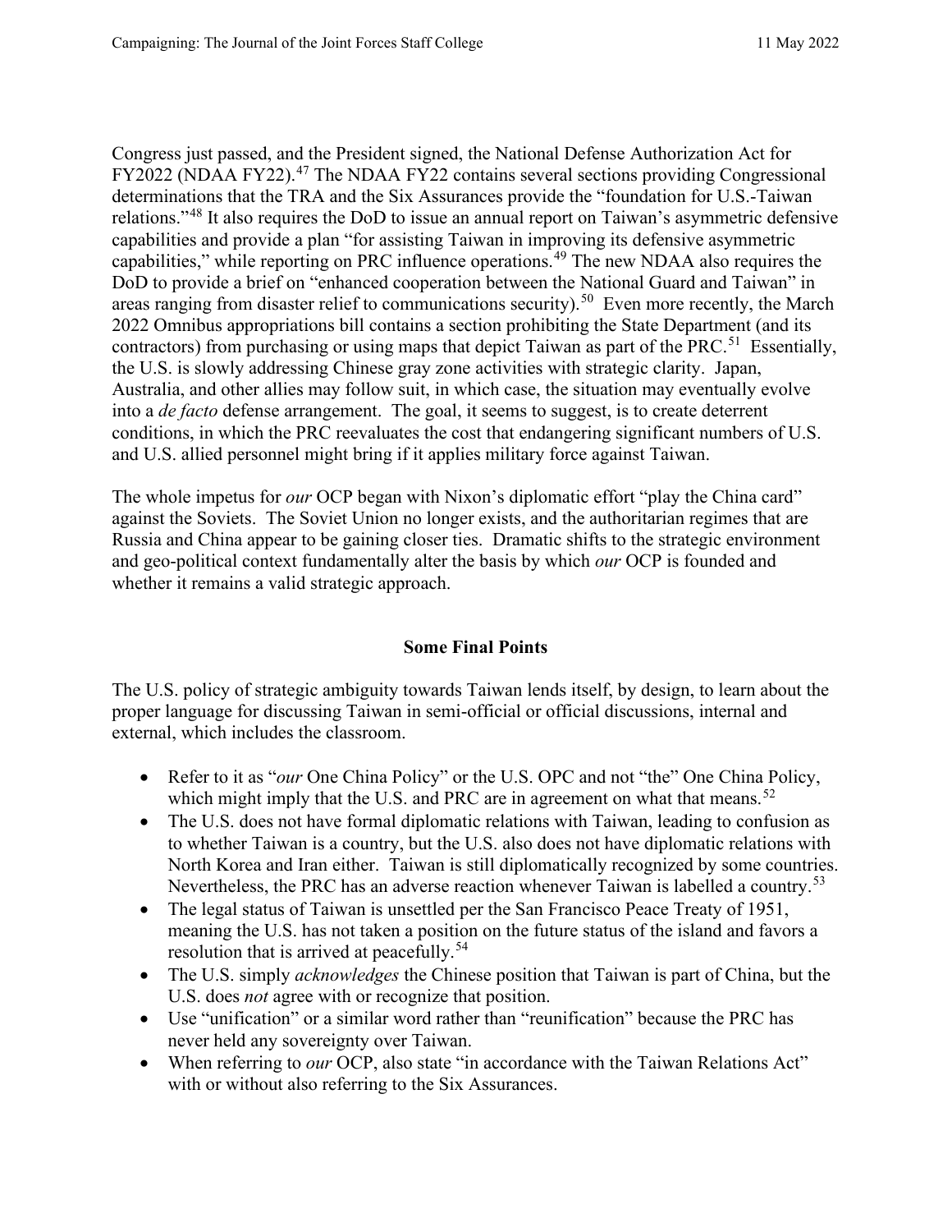Congress just passed, and the President signed, the National Defense Authorization Act for FY2022 (NDAA FY22).[47] The NDAA FY22 contains several sections providing Congressional determinations that the TRA and the Six Assurances provide the "foundation for U.S.-Taiwan relations."[48] It also requires the DoD to issue an annual report on Taiwan's asymmetric defensive capabilities and provide a plan "for assisting Taiwan in improving its defensive asymmetric capabilities," while reporting on PRC influence operations.[49] The new NDAA also requires the DoD to provide a brief on "enhanced cooperation between the National Guard and Taiwan" in areas ranging from disaster relief to communications security).[50] Even more recently, the March 2022 Omnibus appropriations bill contains a section prohibiting the State Department (and its contractors) from purchasing or using maps that depict Taiwan as part of the PRC.[51] Essentially, the U.S. is slowly addressing Chinese gray zone activities with strategic clarity. Japan, Australia, and other allies may follow suit, in which case, the situation may eventually evolve into a *de facto* defense arrangement. The goal, it seems to suggest, is to create deterrent conditions, in which the PRC reevaluates the cost that endangering significant numbers of U.S. and U.S. allied personnel might bring if it applies military force against Taiwan.

The whole impetus for *our* OCP began with Nixon's diplomatic effort "play the China card" against the Soviets. The Soviet Union no longer exists, and the authoritarian regimes that are Russia and China appear to be gaining closer ties. Dramatic shifts to the strategic environment and geo-political context fundamentally alter the basis by which *our* OCP is founded and whether it remains a valid strategic approach.

## Some Final Points

The U.S. policy of strategic ambiguity towards Taiwan lends itself, by design, to learn about the proper language for discussing Taiwan in semi-official or official discussions, internal and external, which includes the classroom.

- Refer to it as "*our* One China Policy" or the U.S. OPC and not "the" One China Policy, which might imply that the U.S. and PRC are in agreement on what that means.[52]
- The U.S. does not have formal diplomatic relations with Taiwan, leading to confusion as to whether Taiwan is a country, but the U.S. also does not have diplomatic relations with North Korea and Iran either. Taiwan is still diplomatically recognized by some countries. Nevertheless, the PRC has an adverse reaction whenever Taiwan is labelled a country.[53]
- The legal status of Taiwan is unsettled per the San Francisco Peace Treaty of 1951, meaning the U.S. has not taken a position on the future status of the island and favors a resolution that is arrived at peacefully.[54]
- The U.S. simply *acknowledges* the Chinese position that Taiwan is part of China, but the U.S. does *not* agree with or recognize that position.
- Use "unification" or a similar word rather than "reunification" because the PRC has never held any sovereignty over Taiwan.
- When referring to *our* OCP, also state "in accordance with the Taiwan Relations Act" with or without also referring to the Six Assurances.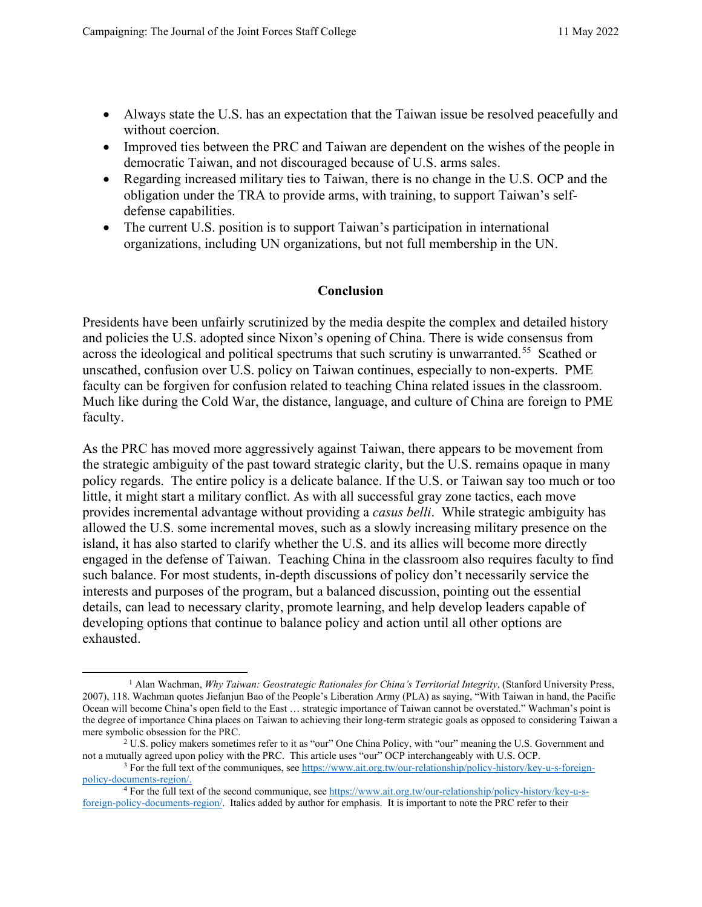- Always state the U.S. has an expectation that the Taiwan issue be resolved peacefully and without coercion.
- Improved ties between the PRC and Taiwan are dependent on the wishes of the people in democratic Taiwan, and not discouraged because of U.S. arms sales.
- Regarding increased military ties to Taiwan, there is no change in the U.S. OCP and the obligation under the TRA to provide arms, with training, to support Taiwan's self-defense capabilities.
- The current U.S. position is to support Taiwan's participation in international organizations, including UN organizations, but not full membership in the UN.

## Conclusion

Presidents have been unfairly scrutinized by the media despite the complex and detailed history and policies the U.S. adopted since Nixon's opening of China. There is wide consensus from across the ideological and political spectrums that such scrutiny is unwarranted.[55] Scathed or unscathed, confusion over U.S. policy on Taiwan continues, especially to non-experts. PME faculty can be forgiven for confusion related to teaching China related issues in the classroom. Much like during the Cold War, the distance, language, and culture of China are foreign to PME faculty.

As the PRC has moved more aggressively against Taiwan, there appears to be movement from the strategic ambiguity of the past toward strategic clarity, but the U.S. remains opaque in many policy regards. The entire policy is a delicate balance. If the U.S. or Taiwan say too much or too little, it might start a military conflict. As with all successful gray zone tactics, each move provides incremental advantage without providing a *casus belli*. While strategic ambiguity has allowed the U.S. some incremental moves, such as a slowly increasing military presence on the island, it has also started to clarify whether the U.S. and its allies will become more directly engaged in the defense of Taiwan. Teaching China in the classroom also requires faculty to find such balance. For most students, in-depth discussions of policy don't necessarily service the interests and purposes of the program, but a balanced discussion, pointing out the essential details, can lead to necessary clarity, promote learning, and help develop leaders capable of developing options that continue to balance policy and action until all other options are exhausted.

---

[1] Alan Wachman, *Why Taiwan: Geostrategic Rationales for China's Territorial Integrity*, (Stanford University Press, 2007), 118. Wachman quotes Jiefanjun Bao of the People's Liberation Army (PLA) as saying, "With Taiwan in hand, the Pacific Ocean will become China's open field to the East … strategic importance of Taiwan cannot be overstated." Wachman's point is the degree of importance China places on Taiwan to achieving their long-term strategic goals as opposed to considering Taiwan a mere symbolic obsession for the PRC.

[2] U.S. policy makers sometimes refer to it as "our" One China Policy, with "our" meaning the U.S. Government and not a mutually agreed upon policy with the PRC. This article uses "our" OCP interchangeably with U.S. OCP.

[3] For the full text of the communiques, see https://www.ait.org.tw/our-relationship/policy-history/key-u-s-foreign-policy-documents-region/.

[4] For the full text of the second communique, see https://www.ait.org.tw/our-relationship/policy-history/key-u-s-foreign-policy-documents-region/. Italics added by author for emphasis. It is important to note the PRC refer to their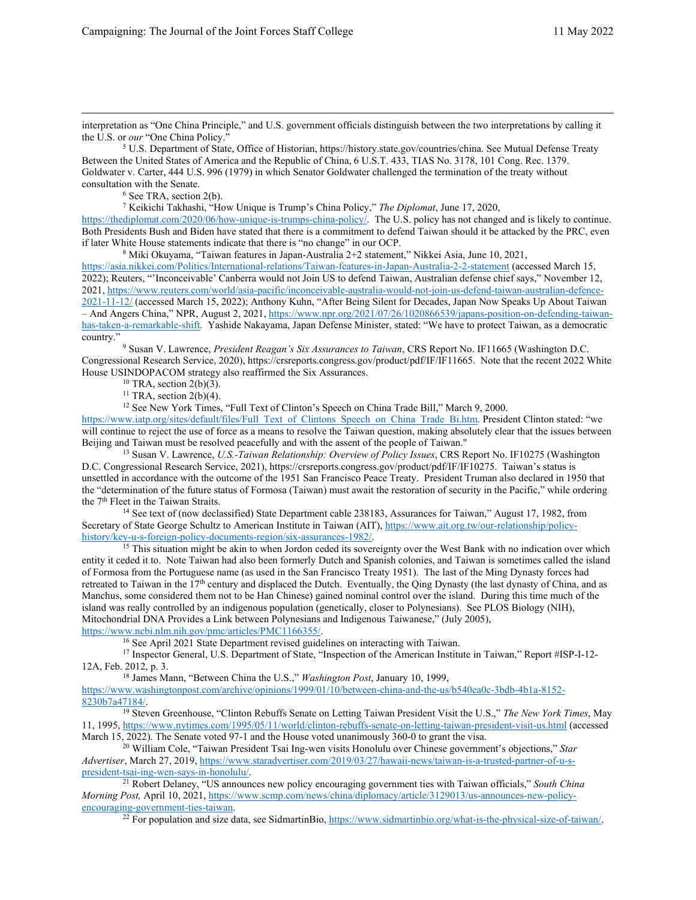interpretation as "One China Principle," and U.S. government officials distinguish between the two interpretations by calling it the U.S. or *our* "One China Policy."

[5] U.S. Department of State, Office of Historian, https://history.state.gov/countries/china. See Mutual Defense Treaty Between the United States of America and the Republic of China, 6 U.S.T. 433, TIAS No. 3178, 101 Cong. Rec. 1379. Goldwater v. Carter, 444 U.S. 996 (1979) in which Senator Goldwater challenged the termination of the treaty without consultation with the Senate.

[6] See TRA, section 2(b).

[7] Keikichi Takhashi, "How Unique is Trump's China Policy," *The Diplomat*, June 17, 2020, https://thediplomat.com/2020/06/how-unique-is-trumps-china-policy/. The U.S. policy has not changed and is likely to continue. Both Presidents Bush and Biden have stated that there is a commitment to defend Taiwan should it be attacked by the PRC, even if later White House statements indicate that there is "no change" in our OCP.

[8] Miki Okuyama, "Taiwan features in Japan-Australia 2+2 statement," Nikkei Asia, June 10, 2021, https://asia.nikkei.com/Politics/International-relations/Taiwan-features-in-Japan-Australia-2-2-statement (accessed March 15, 2022); Reuters, "'Inconceivable' Canberra would not Join US to defend Taiwan, Australian defense chief says," November 12, 2021, https://www.reuters.com/world/asia-pacific/inconceivable-australia-would-not-join-us-defend-taiwan-australian-defence-2021-11-12/ (accessed March 15, 2022); Anthony Kuhn, "After Being Silent for Decades, Japan Now Speaks Up About Taiwan – And Angers China," NPR, August 2, 2021, https://www.npr.org/2021/07/26/1020866539/japans-position-on-defending-taiwan-has-taken-a-remarkable-shift. Yashide Nakayama, Japan Defense Minister, stated: "We have to protect Taiwan, as a democratic country."

[9] Susan V. Lawrence, *President Reagan's Six Assurances to Taiwan*, CRS Report No. IF11665 (Washington D.C. Congressional Research Service, 2020), https://crsreports.congress.gov/product/pdf/IF/IF11665. Note that the recent 2022 White House USINDOPACOM strategy also reaffirmed the Six Assurances.

[10] TRA, section 2(b)(3).

[11] TRA, section 2(b)(4).

[12] See New York Times, "Full Text of Clinton's Speech on China Trade Bill," March 9, 2000. https://www.iatp.org/sites/default/files/Full_Text_of_Clintons_Speech_on_China_Trade_Bi.htm. President Clinton stated: "we will continue to reject the use of force as a means to resolve the Taiwan question, making absolutely clear that the issues between Beijing and Taiwan must be resolved peacefully and with the assent of the people of Taiwan."

[13] Susan V. Lawrence, *U.S.-Taiwan Relationship: Overview of Policy Issues*, CRS Report No. IF10275 (Washington D.C. Congressional Research Service, 2021), https://crsreports.congress.gov/product/pdf/IF/IF10275. Taiwan's status is unsettled in accordance with the outcome of the 1951 San Francisco Peace Treaty. President Truman also declared in 1950 that the "determination of the future status of Formosa (Taiwan) must await the restoration of security in the Pacific," while ordering the 7th Fleet in the Taiwan Straits.

[14] See text of (now declassified) State Department cable 238183, Assurances for Taiwan," August 17, 1982, from Secretary of State George Schultz to American Institute in Taiwan (AIT), https://www.ait.org.tw/our-relationship/policy-history/key-u-s-foreign-policy-documents-region/six-assurances-1982/.

[15] This situation might be akin to when Jordon ceded its sovereignty over the West Bank with no indication over which entity it ceded it to. Note Taiwan had also been formerly Dutch and Spanish colonies, and Taiwan is sometimes called the island of Formosa from the Portuguese name (as used in the San Francisco Treaty 1951). The last of the Ming Dynasty forces had retreated to Taiwan in the 17th century and displaced the Dutch. Eventually, the Qing Dynasty (the last dynasty of China, and as Manchus, some considered them not to be Han Chinese) gained nominal control over the island. During this time much of the island was really controlled by an indigenous population (genetically, closer to Polynesians). See PLOS Biology (NIH), Mitochondrial DNA Provides a Link between Polynesians and Indigenous Taiwanese," (July 2005), https://www.ncbi.nlm.nih.gov/pmc/articles/PMC1166355/.

[16] See April 2021 State Department revised guidelines on interacting with Taiwan.

[17] Inspector General, U.S. Department of State, "Inspection of the American Institute in Taiwan," Report #ISP-I-12-12A, Feb. 2012, p. 3.

[18] James Mann, "Between China the U.S.," *Washington Post*, January 10, 1999, https://www.washingtonpost.com/archive/opinions/1999/01/10/between-china-and-the-us/b540ea0c-3bdb-4b1a-8152-8230b7a47184/.

[19] Steven Greenhouse, "Clinton Rebuffs Senate on Letting Taiwan President Visit the U.S.," *The New York Times*, May 11, 1995, https://www.nytimes.com/1995/05/11/world/clinton-rebuffs-senate-on-letting-taiwan-president-visit-us.html (accessed March 15, 2022). The Senate voted 97-1 and the House voted unanimously 360-0 to grant the visa.

[20] William Cole, "Taiwan President Tsai Ing-wen visits Honolulu over Chinese government's objections," *Star Advertiser*, March 27, 2019, https://www.staradvertiser.com/2019/03/27/hawaii-news/taiwan-is-a-trusted-partner-of-u-s-president-tsai-ing-wen-says-in-honolulu/.

[21] Robert Delaney, "US announces new policy encouraging government ties with Taiwan officials," *South China Morning Post,* April 10, 2021, https://www.scmp.com/news/china/diplomacy/article/3129013/us-announces-new-policy-encouraging-government-ties-taiwan.

[22] For population and size data, see SidmartinBio, https://www.sidmartinbio.org/what-is-the-physical-size-of-taiwan/.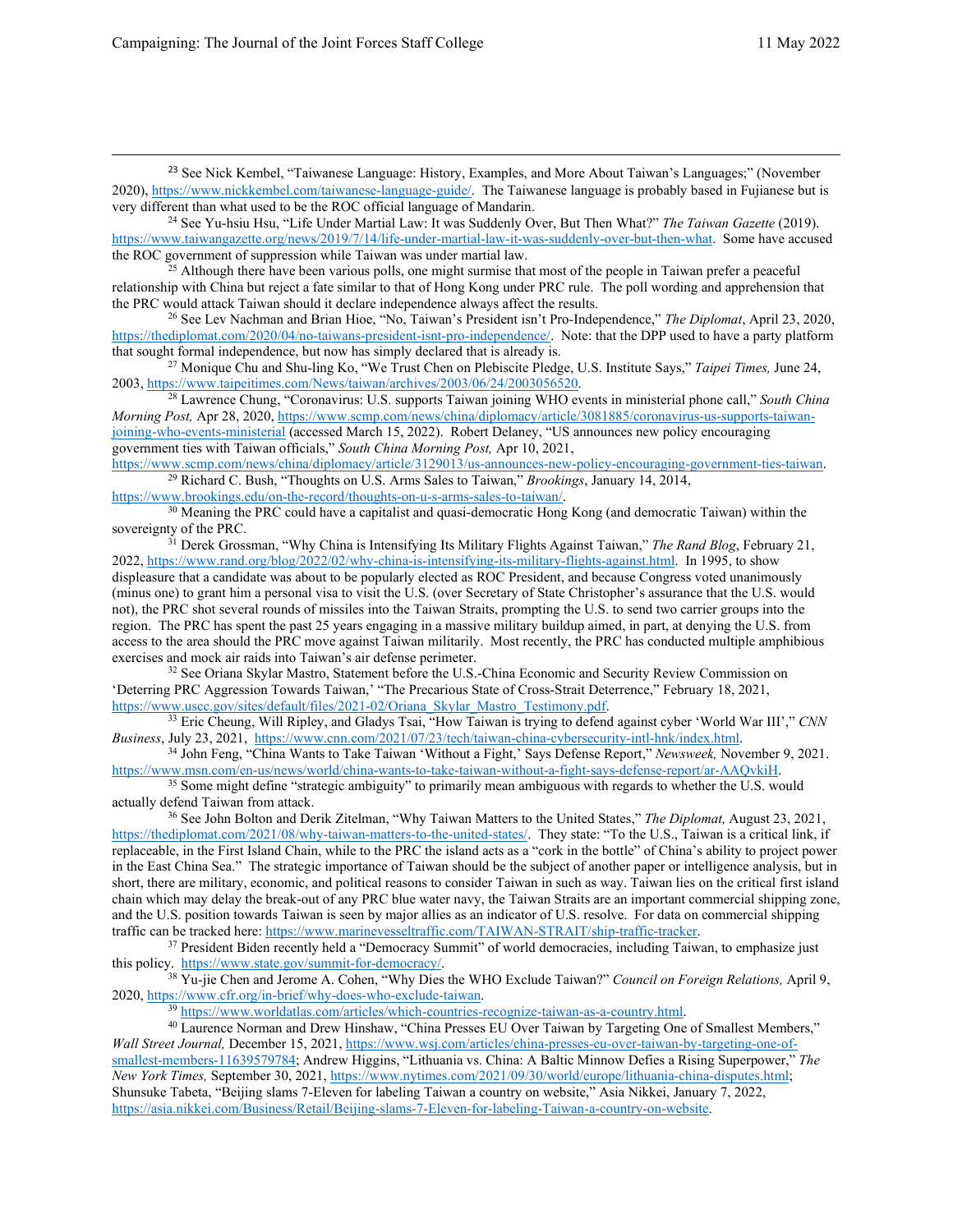[23] See Nick Kembel, "Taiwanese Language: History, Examples, and More About Taiwan's Languages;" (November 2020), https://www.nickkembel.com/taiwanese-language-guide/. The Taiwanese language is probably based in Fujianese but is very different than what used to be the ROC official language of Mandarin.

[24] See Yu-hsiu Hsu, "Life Under Martial Law: It was Suddenly Over, But Then What?" *The Taiwan Gazette* (2019). https://www.taiwangazette.org/news/2019/7/14/life-under-martial-law-it-was-suddenly-over-but-then-what. Some have accused the ROC government of suppression while Taiwan was under martial law.

[25] Although there have been various polls, one might surmise that most of the people in Taiwan prefer a peaceful relationship with China but reject a fate similar to that of Hong Kong under PRC rule. The poll wording and apprehension that the PRC would attack Taiwan should it declare independence always affect the results.

[26] See Lev Nachman and Brian Hioe, "No, Taiwan's President isn't Pro-Independence," *The Diplomat*, April 23, 2020, https://thediplomat.com/2020/04/no-taiwans-president-isnt-pro-independence/. Note: that the DPP used to have a party platform that sought formal independence, but now has simply declared that it already is.

[27] Monique Chu and Shu-ling Ko, "We Trust Chen on Plebiscite Pledge, U.S. Institute Says," *Taipei Times,* June 24, 2003, https://www.taipeitimes.com/News/taiwan/archives/2003/06/24/2003056520.

[28] Lawrence Chung, "Coronavirus: U.S. supports Taiwan joining WHO events in ministerial phone call," *South China Morning Post,* Apr 28, 2020, https://www.scmp.com/news/china/diplomacy/article/3081885/coronavirus-us-supports-taiwan-joining-who-events-ministerial (accessed March 15, 2022). Robert Delaney, "US announces new policy encouraging government ties with Taiwan officials," *South China Morning Post,* Apr 10, 2021, https://www.scmp.com/news/china/diplomacy/article/3129013/us-announces-new-policy-encouraging-government-ties-taiwan.

[29] Richard C. Bush, "Thoughts on U.S. Arms Sales to Taiwan," *Brookings*, January 14, 2014, https://www.brookings.edu/on-the-record/thoughts-on-u-s-arms-sales-to-taiwan/.

[30] Meaning the PRC could have a capitalist and quasi-democratic Hong Kong (and democratic Taiwan) within the sovereignty of the PRC.

[31] Derek Grossman, "Why China is Intensifying Its Military Flights Against Taiwan," *The Rand Blog*, February 21, 2022, https://www.rand.org/blog/2022/02/why-china-is-intensifying-its-military-flights-against.html. In 1995, to show displeasure that a candidate was about to be popularly elected as ROC President, and because Congress voted unanimously (minus one) to grant him a personal visa to visit the U.S. (over Secretary of State Christopher's assurance that the U.S. would not), the PRC shot several rounds of missiles into the Taiwan Straits, prompting the U.S. to send two carrier groups into the region. The PRC has spent the past 25 years engaging in a massive military buildup aimed, in part, at denying the U.S. from access to the area should the PRC move against Taiwan militarily. Most recently, the PRC has conducted multiple amphibious exercises and mock air raids into Taiwan's air defense perimeter.

[32] See Oriana Skylar Mastro, Statement before the U.S.-China Economic and Security Review Commission on 'Deterring PRC Aggression Towards Taiwan,' "The Precarious State of Cross-Strait Deterrence," February 18, 2021, https://www.uscc.gov/sites/default/files/2021-02/Oriana_Skylar_Mastro_Testimony.pdf.

[33] Eric Cheung, Will Ripley, and Gladys Tsai, "How Taiwan is trying to defend against cyber 'World War III'," *CNN Business*, July 23, 2021, https://www.cnn.com/2021/07/23/tech/taiwan-china-cybersecurity-intl-hnk/index.html.

[34] John Feng, "China Wants to Take Taiwan 'Without a Fight,' Says Defense Report," *Newsweek,* November 9, 2021. https://www.msn.com/en-us/news/world/china-wants-to-take-taiwan-without-a-fight-says-defense-report/ar-AAQvkiH.

[35] Some might define "strategic ambiguity" to primarily mean ambiguous with regards to whether the U.S. would actually defend Taiwan from attack.

[36] See John Bolton and Derik Zitelman, "Why Taiwan Matters to the United States," *The Diplomat,* August 23, 2021, https://thediplomat.com/2021/08/why-taiwan-matters-to-the-united-states/. They state: "To the U.S., Taiwan is a critical link, if replaceable, in the First Island Chain, while to the PRC the island acts as a "cork in the bottle" of China's ability to project power in the East China Sea." The strategic importance of Taiwan should be the subject of another paper or intelligence analysis, but in short, there are military, economic, and political reasons to consider Taiwan in such as way. Taiwan lies on the critical first island chain which may delay the break-out of any PRC blue water navy, the Taiwan Straits are an important commercial shipping zone, and the U.S. position towards Taiwan is seen by major allies as an indicator of U.S. resolve. For data on commercial shipping traffic can be tracked here: https://www.marinevesseltraffic.com/TAIWAN-STRAIT/ship-traffic-tracker.

[37] President Biden recently held a "Democracy Summit" of world democracies, including Taiwan, to emphasize just this policy. https://www.state.gov/summit-for-democracy/.

[38] Yu-jie Chen and Jerome A. Cohen, "Why Dies the WHO Exclude Taiwan?" *Council on Foreign Relations,* April 9, 2020, https://www.cfr.org/in-brief/why-does-who-exclude-taiwan.

[39] https://www.worldatlas.com/articles/which-countries-recognize-taiwan-as-a-country.html.

[40] Laurence Norman and Drew Hinshaw, "China Presses EU Over Taiwan by Targeting One of Smallest Members," *Wall Street Journal,* December 15, 2021, https://www.wsj.com/articles/china-presses-eu-over-taiwan-by-targeting-one-of-smallest-members-11639579784; Andrew Higgins, "Lithuania vs. China: A Baltic Minnow Defies a Rising Superpower," *The New York Times,* September 30, 2021, https://www.nytimes.com/2021/09/30/world/europe/lithuania-china-disputes.html; Shunsuke Tabeta, "Beijing slams 7-Eleven for labeling Taiwan a country on website," Asia Nikkei, January 7, 2022, https://asia.nikkei.com/Business/Retail/Beijing-slams-7-Eleven-for-labeling-Taiwan-a-country-on-website.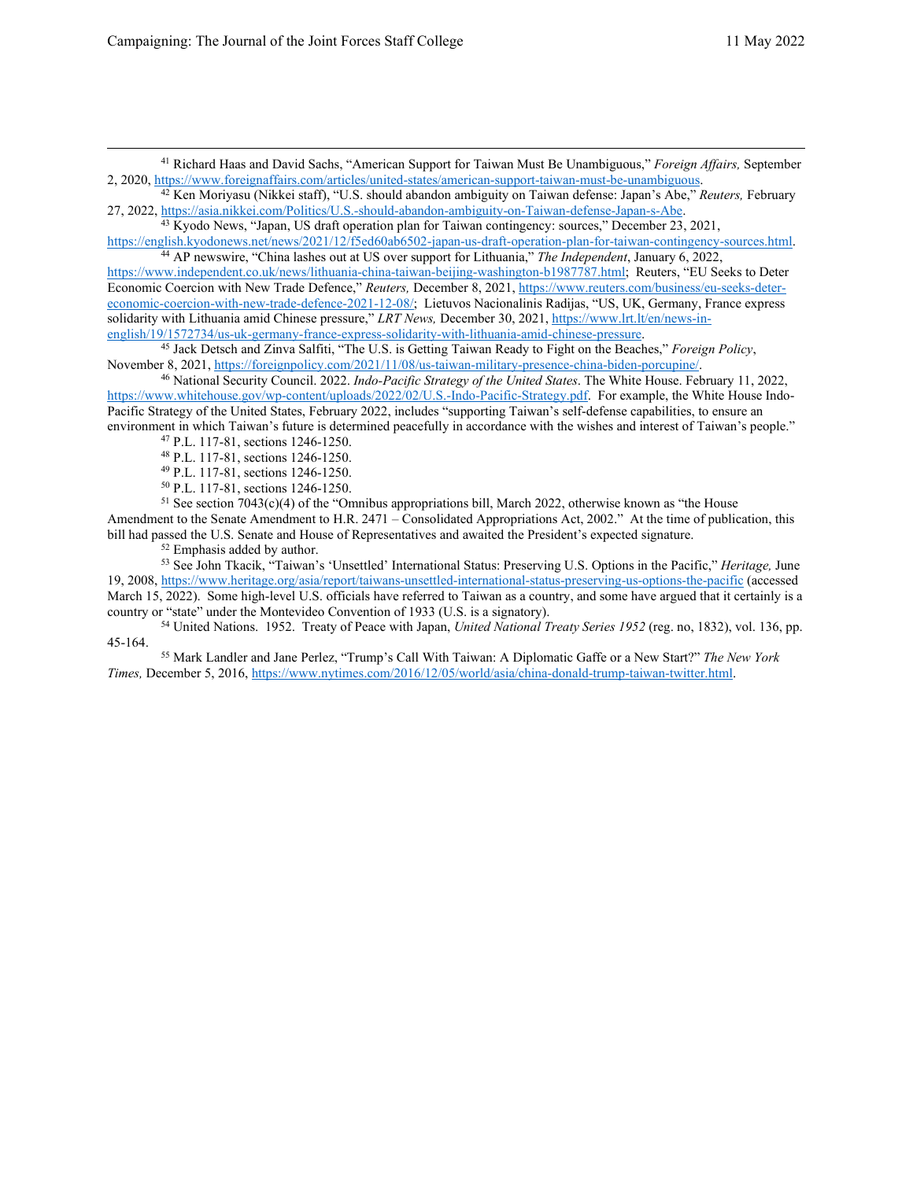[41] Richard Haas and David Sachs, "American Support for Taiwan Must Be Unambiguous," *Foreign Affairs,* September 2, 2020, https://www.foreignaffairs.com/articles/united-states/american-support-taiwan-must-be-unambiguous.

[42] Ken Moriyasu (Nikkei staff), "U.S. should abandon ambiguity on Taiwan defense: Japan's Abe," *Reuters,* February 27, 2022, https://asia.nikkei.com/Politics/U.S.-should-abandon-ambiguity-on-Taiwan-defense-Japan-s-Abe.

[43] Kyodo News, "Japan, US draft operation plan for Taiwan contingency: sources," December 23, 2021, https://english.kyodonews.net/news/2021/12/f5ed60ab6502-japan-us-draft-operation-plan-for-taiwan-contingency-sources.html.

[44] AP newswire, "China lashes out at US over support for Lithuania," *The Independent*, January 6, 2022, https://www.independent.co.uk/news/lithuania-china-taiwan-beijing-washington-b1987787.html; Reuters, "EU Seeks to Deter Economic Coercion with New Trade Defence," *Reuters,* December 8, 2021, https://www.reuters.com/business/eu-seeks-deter-economic-coercion-with-new-trade-defence-2021-12-08/; Lietuvos Nacionalinis Radijas, "US, UK, Germany, France express solidarity with Lithuania amid Chinese pressure," *LRT News,* December 30, 2021, https://www.lrt.lt/en/news-in-english/19/1572734/us-uk-germany-france-express-solidarity-with-lithuania-amid-chinese-pressure.

[45] Jack Detsch and Zinva Salfiti, "The U.S. is Getting Taiwan Ready to Fight on the Beaches," *Foreign Policy*, November 8, 2021, https://foreignpolicy.com/2021/11/08/us-taiwan-military-presence-china-biden-porcupine/.

[46] National Security Council. 2022. *Indo-Pacific Strategy of the United States*. The White House. February 11, 2022, https://www.whitehouse.gov/wp-content/uploads/2022/02/U.S.-Indo-Pacific-Strategy.pdf. For example, the White House Indo-Pacific Strategy of the United States, February 2022, includes "supporting Taiwan's self-defense capabilities, to ensure an environment in which Taiwan's future is determined peacefully in accordance with the wishes and interest of Taiwan's people."

[47] P.L. 117-81, sections 1246-1250.

[48] P.L. 117-81, sections 1246-1250.

[49] P.L. 117-81, sections 1246-1250.

[50] P.L. 117-81, sections 1246-1250.

[51] See section 7043(c)(4) of the "Omnibus appropriations bill, March 2022, otherwise known as "the House Amendment to the Senate Amendment to H.R. 2471 – Consolidated Appropriations Act, 2002." At the time of publication, this bill had passed the U.S. Senate and House of Representatives and awaited the President's expected signature.

[52] Emphasis added by author.

[53] See John Tkacik, "Taiwan's 'Unsettled' International Status: Preserving U.S. Options in the Pacific," *Heritage,* June 19, 2008, https://www.heritage.org/asia/report/taiwans-unsettled-international-status-preserving-us-options-the-pacific (accessed March 15, 2022). Some high-level U.S. officials have referred to Taiwan as a country, and some have argued that it certainly is a country or "state" under the Montevideo Convention of 1933 (U.S. is a signatory).

[54] United Nations. 1952. Treaty of Peace with Japan, *United National Treaty Series 1952* (reg. no, 1832), vol. 136, pp. 45-164.

[55] Mark Landler and Jane Perlez, "Trump's Call With Taiwan: A Diplomatic Gaffe or a New Start?" *The New York Times,* December 5, 2016, https://www.nytimes.com/2016/12/05/world/asia/china-donald-trump-taiwan-twitter.html.